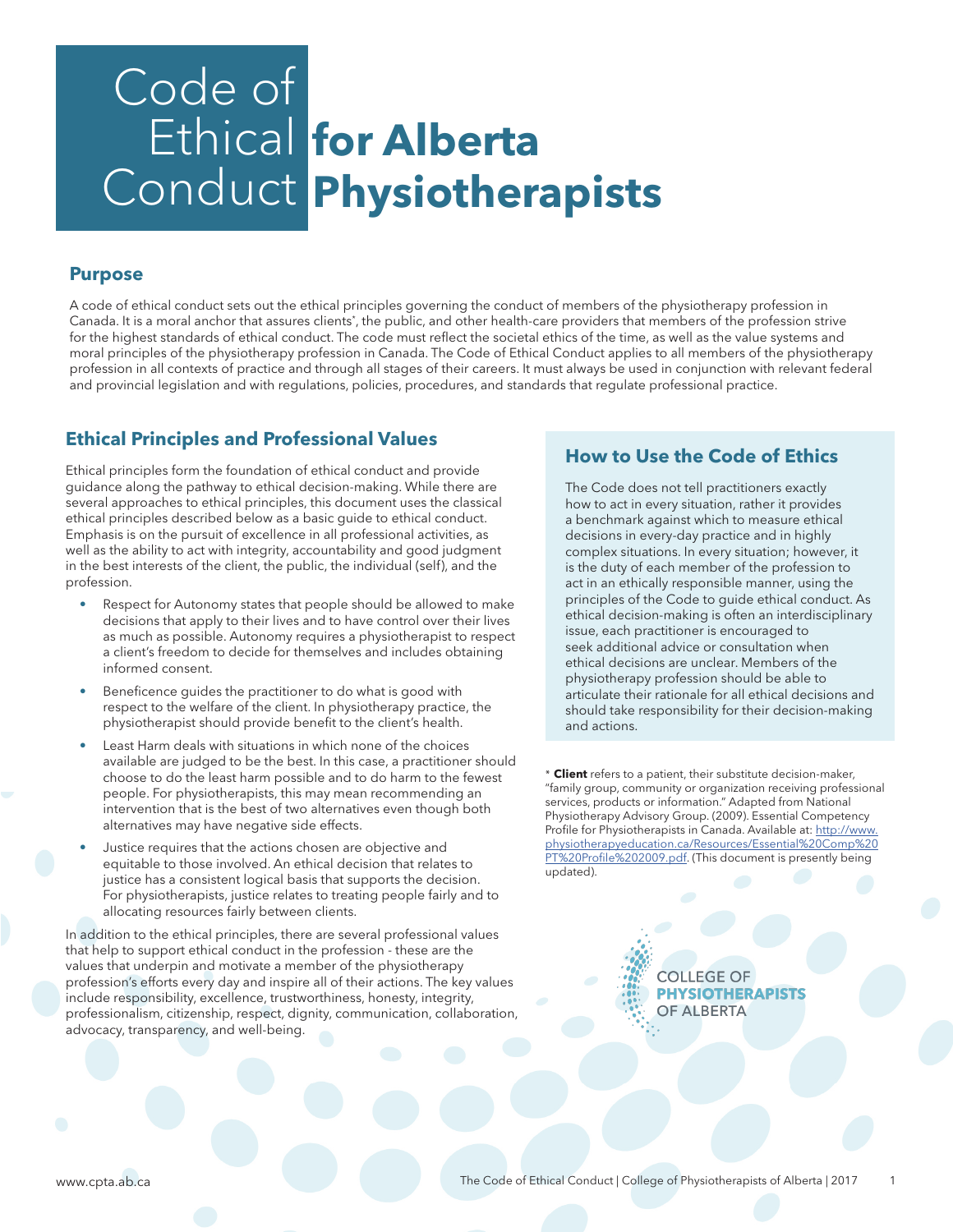# Code of Ethical Conduct for Alberta Physiotherapists

## Purpose

A code of ethical conduct sets out the ethical principles governing the conduct of members of the physiotherapy profession in Canada. It is a moral anchor that assures clients*, the public, and other health-care providers that members of the profession strive for the highest standards of ethical conduct. The code must reflect the societal ethics of the time, as well as the value systems and moral principles of the physiotherapy profession in Canada. The Code of Ethical Conduct applies to all members of the physiotherapy profession in all contexts of practice and through all stages of their careers. It must always be used in conjunction with relevant federal and provincial legislation and with regulations, policies, procedures, and standards that regulate professional practice.

## Ethical Principles and Professional Values

Ethical principles form the foundation of ethical conduct and provide guidance along the pathway to ethical decision-making. While there are several approaches to ethical principles, this document uses the classical ethical principles described below as a basic guide to ethical conduct. Emphasis is on the pursuit of excellence in all professional activities, as well as the ability to act with integrity, accountability and good judgment in the best interests of the client, the public, the individual (self), and the profession.

- Respect for Autonomy states that people should be allowed to make decisions that apply to their lives and to have control over their lives as much as possible. Autonomy requires a physiotherapist to respect a client's freedom to decide for themselves and includes obtaining informed consent.
- Beneficence guides the practitioner to do what is good with respect to the welfare of the client. In physiotherapy practice, the physiotherapist should provide benefit to the client's health.
- Least Harm deals with situations in which none of the choices available are judged to be the best. In this case, a practitioner should choose to do the least harm possible and to do harm to the fewest people. For physiotherapists, this may mean recommending an intervention that is the best of two alternatives even though both alternatives may have negative side effects.
- Justice requires that the actions chosen are objective and equitable to those involved. An ethical decision that relates to justice has a consistent logical basis that supports the decision. For physiotherapists, justice relates to treating people fairly and to allocating resources fairly between clients.

In addition to the ethical principles, there are several professional values that help to support ethical conduct in the profession - these are the values that underpin and motivate a member of the physiotherapy profession's efforts every day and inspire all of their actions. The key values include responsibility, excellence, trustworthiness, honesty, integrity, professionalism, citizenship, respect, dignity, communication, collaboration, advocacy, transparency, and well-being.

## How to Use the Code of Ethics

The Code does not tell practitioners exactly how to act in every situation, rather it provides a benchmark against which to measure ethical decisions in every-day practice and in highly complex situations. In every situation; however, it is the duty of each member of the profession to act in an ethically responsible manner, using the principles of the Code to guide ethical conduct. As ethical decision-making is often an interdisciplinary issue, each practitioner is encouraged to seek additional advice or consultation when ethical decisions are unclear. Members of the physiotherapy profession should be able to articulate their rationale for all ethical decisions and should take responsibility for their decision-making and actions.

* **Client** refers to a patient, their substitute decision-maker, "family group, community or organization receiving professional services, products or information." Adapted from National Physiotherapy Advisory Group. (2009). Essential Competency Profile for Physiotherapists in Canada. Available at: http://www.physiotherapyeducation.ca/Resources/Essential%20Comp%20PT%20Profile%202009.pdf. (This document is presently being updated).

COLLEGE OF PHYSIOTHERAPISTS OF ALBERTA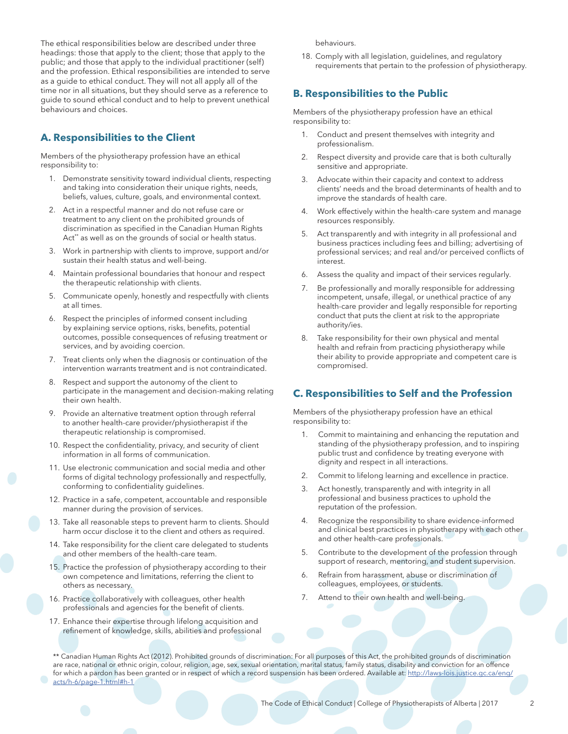The ethical responsibilities below are described under three headings: those that apply to the client; those that apply to the public; and those that apply to the individual practitioner (self) and the profession. Ethical responsibilities are intended to serve as a guide to ethical conduct. They will not all apply all of the time nor in all situations, but they should serve as a reference to guide to sound ethical conduct and to help to prevent unethical behaviours and choices.

## A. Responsibilities to the Client

Members of the physiotherapy profession have an ethical responsibility to:

1. Demonstrate sensitivity toward individual clients, respecting and taking into consideration their unique rights, needs, beliefs, values, culture, goals, and environmental context.
2. Act in a respectful manner and do not refuse care or treatment to any client on the prohibited grounds of discrimination as specified in the Canadian Human Rights Act** as well as on the grounds of social or health status.
3. Work in partnership with clients to improve, support and/or sustain their health status and well-being.
4. Maintain professional boundaries that honour and respect the therapeutic relationship with clients.
5. Communicate openly, honestly and respectfully with clients at all times.
6. Respect the principles of informed consent including by explaining service options, risks, benefits, potential outcomes, possible consequences of refusing treatment or services, and by avoiding coercion.
7. Treat clients only when the diagnosis or continuation of the intervention warrants treatment and is not contraindicated.
8. Respect and support the autonomy of the client to participate in the management and decision-making relating their own health.
9. Provide an alternative treatment option through referral to another health-care provider/physiotherapist if the therapeutic relationship is compromised.
10. Respect the confidentiality, privacy, and security of client information in all forms of communication.
11. Use electronic communication and social media and other forms of digital technology professionally and respectfully, conforming to confidentiality guidelines.
12. Practice in a safe, competent, accountable and responsible manner during the provision of services.
13. Take all reasonable steps to prevent harm to clients. Should harm occur disclose it to the client and others as required.
14. Take responsibility for the client care delegated to students and other members of the health-care team.
15. Practice the profession of physiotherapy according to their own competence and limitations, referring the client to others as necessary.
16. Practice collaboratively with colleagues, other health professionals and agencies for the benefit of clients.
17. Enhance their expertise through lifelong acquisition and refinement of knowledge, skills, abilities and professional behaviours.
18. Comply with all legislation, guidelines, and regulatory requirements that pertain to the profession of physiotherapy.

## B. Responsibilities to the Public

Members of the physiotherapy profession have an ethical responsibility to:

1. Conduct and present themselves with integrity and professionalism.
2. Respect diversity and provide care that is both culturally sensitive and appropriate.
3. Advocate within their capacity and context to address clients' needs and the broad determinants of health and to improve the standards of health care.
4. Work effectively within the health-care system and manage resources responsibly.
5. Act transparently and with integrity in all professional and business practices including fees and billing; advertising of professional services; and real and/or perceived conflicts of interest.
6. Assess the quality and impact of their services regularly.
7. Be professionally and morally responsible for addressing incompetent, unsafe, illegal, or unethical practice of any health-care provider and legally responsible for reporting conduct that puts the client at risk to the appropriate authority/ies.
8. Take responsibility for their own physical and mental health and refrain from practicing physiotherapy while their ability to provide appropriate and competent care is compromised.

## C. Responsibilities to Self and the Profession

Members of the physiotherapy profession have an ethical responsibility to:

1. Commit to maintaining and enhancing the reputation and standing of the physiotherapy profession, and to inspiring public trust and confidence by treating everyone with dignity and respect in all interactions.
2. Commit to lifelong learning and excellence in practice.
3. Act honestly, transparently and with integrity in all professional and business practices to uphold the reputation of the profession.
4. Recognize the responsibility to share evidence-informed and clinical best practices in physiotherapy with each other and other health-care professionals.
5. Contribute to the development of the profession through support of research, mentoring, and student supervision.
6. Refrain from harassment, abuse or discrimination of colleagues, employees, or students.
7. Attend to their own health and well-being.

** Canadian Human Rights Act (2012). Prohibited grounds of discrimination: For all purposes of this Act, the prohibited grounds of discrimination are race, national or ethnic origin, colour, religion, age, sex, sexual orientation, marital status, family status, disability and conviction for an offence for which a pardon has been granted or in respect of which a record suspension has been ordered. Available at: http://laws-lois.justice.gc.ca/eng/acts/h-6/page-1.html#h-1